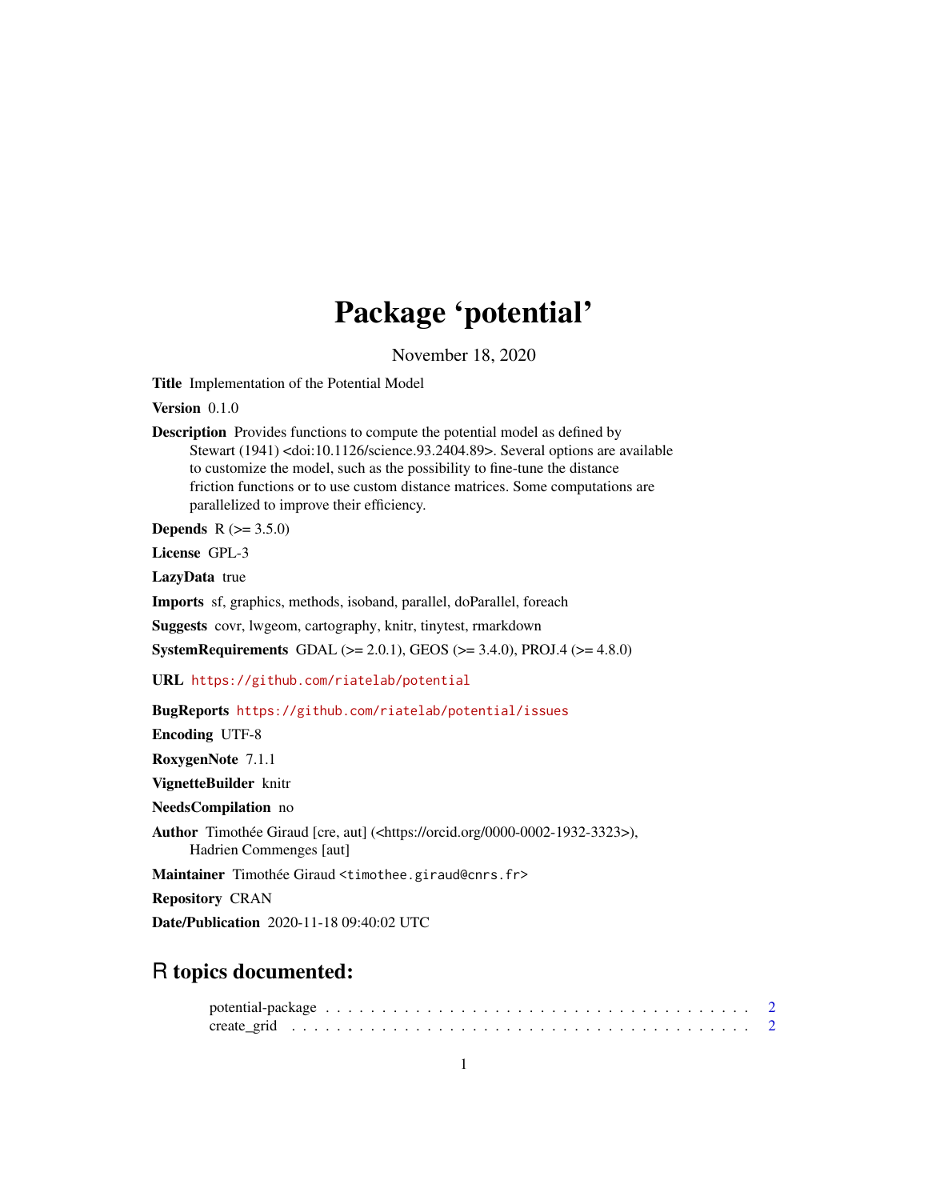# Package ‘potential’

November 18, 2020

**Title** Implementation of the Potential Model

**Version** 0.1.0

**Description** Provides functions to compute the potential model as defined by Stewart (1941) <doi:10.1126/science.93.2404.89>. Several options are available to customize the model, such as the possibility to fine-tune the distance friction functions or to use custom distance matrices. Some computations are parallelized to improve their efficiency.

**Depends** R (>= 3.5.0)

**License** GPL-3

**LazyData** true

**Imports** sf, graphics, methods, isoband, parallel, doParallel, foreach

**Suggests** covr, lwgeom, cartography, knitr, tinytest, rmarkdown

**SystemRequirements** GDAL (>= 2.0.1), GEOS (>= 3.4.0), PROJ.4 (>= 4.8.0)

**URL** https://github.com/riatelab/potential

**BugReports** https://github.com/riatelab/potential/issues

**Encoding** UTF-8

**RoxygenNote** 7.1.1

**VignetteBuilder** knitr

**NeedsCompilation** no

**Author** Timothée Giraud [cre, aut] (<https://orcid.org/0000-0002-1932-3323>), Hadrien Commenges [aut]

**Maintainer** Timothée Giraud <timothee.giraud@cnrs.fr>

**Repository** CRAN

**Date/Publication** 2020-11-18 09:40:02 UTC

## R topics documented:

potential-package . . . . . . . . . . . . . . . . . . . . . . . . . . . . . . . . . . . . . . 2
create_grid . . . . . . . . . . . . . . . . . . . . . . . . . . . . . . . . . . . . . . . . . . 2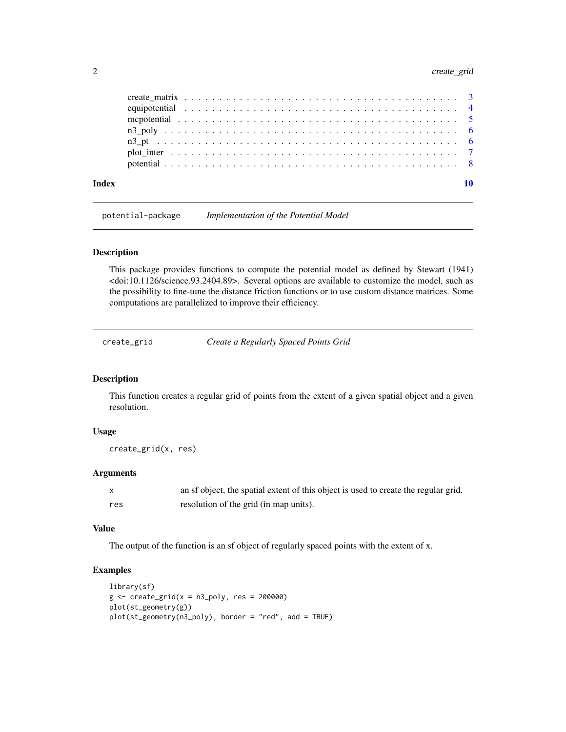create_matrix . . . . . . . . . . . . . . . . . . . . . . . . . . . . . . . . . . . . . . 3
equipotential . . . . . . . . . . . . . . . . . . . . . . . . . . . . . . . . . . . . . . 4
mcpotential . . . . . . . . . . . . . . . . . . . . . . . . . . . . . . . . . . . . . . 5
n3_poly . . . . . . . . . . . . . . . . . . . . . . . . . . . . . . . . . . . . . . 6
n3_pt . . . . . . . . . . . . . . . . . . . . . . . . . . . . . . . . . . . . . . 6
plot_inter . . . . . . . . . . . . . . . . . . . . . . . . . . . . . . . . . . . . . . 7
potential . . . . . . . . . . . . . . . . . . . . . . . . . . . . . . . . . . . . . . 8

**Index** **10**

---

## potential-package — *Implementation of the Potential Model*

### Description

This package provides functions to compute the potential model as defined by Stewart (1941) <doi:10.1126/science.93.2404.89>. Several options are available to customize the model, such as the possibility to fine-tune the distance friction functions or to use custom distance matrices. Some computations are parallelized to improve their efficiency.

---

## create_grid — *Create a Regularly Spaced Points Grid*

### Description

This function creates a regular grid of points from the extent of a given spatial object and a given resolution.

### Usage

```
create_grid(x, res)
```

### Arguments

| | |
|---|---|
| x | an sf object, the spatial extent of this object is used to create the regular grid. |
| res | resolution of the grid (in map units). |

### Value

The output of the function is an sf object of regularly spaced points with the extent of x.

### Examples

```
library(sf)
g <- create_grid(x = n3_poly, res = 200000)
plot(st_geometry(g))
plot(st_geometry(n3_poly), border = "red", add = TRUE)
```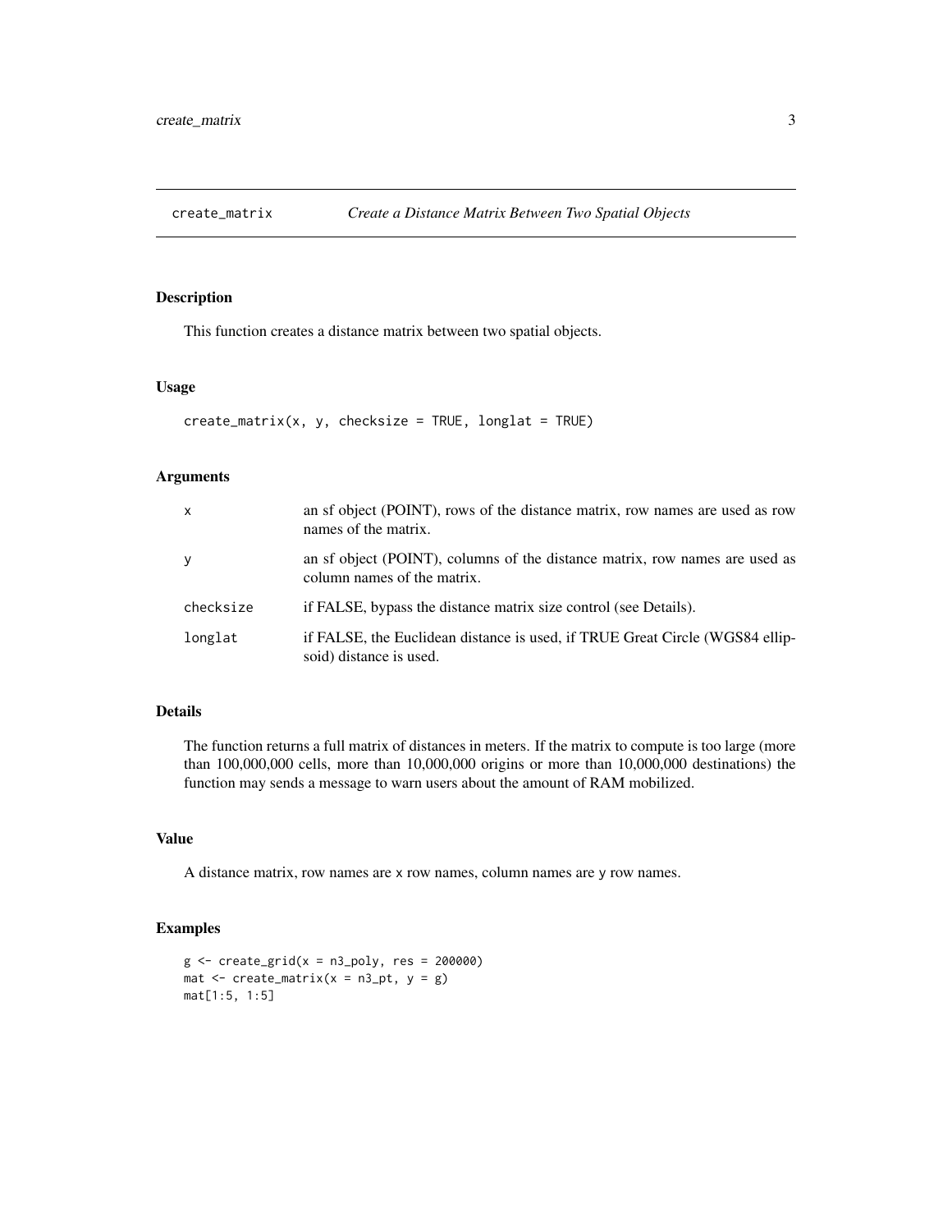## create_matrix — *Create a Distance Matrix Between Two Spatial Objects*

### Description

This function creates a distance matrix between two spatial objects.

### Usage

```
create_matrix(x, y, checksize = TRUE, longlat = TRUE)
```

### Arguments

| | |
|---|---|
| `x` | an sf object (POINT), rows of the distance matrix, row names are used as row names of the matrix. |
| `y` | an sf object (POINT), columns of the distance matrix, row names are used as column names of the matrix. |
| `checksize` | if FALSE, bypass the distance matrix size control (see Details). |
| `longlat` | if FALSE, the Euclidean distance is used, if TRUE Great Circle (WGS84 ellipsoid) distance is used. |

### Details

The function returns a full matrix of distances in meters. If the matrix to compute is too large (more than 100,000,000 cells, more than 10,000,000 origins or more than 10,000,000 destinations) the function may sends a message to warn users about the amount of RAM mobilized.

### Value

A distance matrix, row names are `x` row names, column names are `y` row names.

### Examples

```
g <- create_grid(x = n3_poly, res = 200000)
mat <- create_matrix(x = n3_pt, y = g)
mat[1:5, 1:5]
```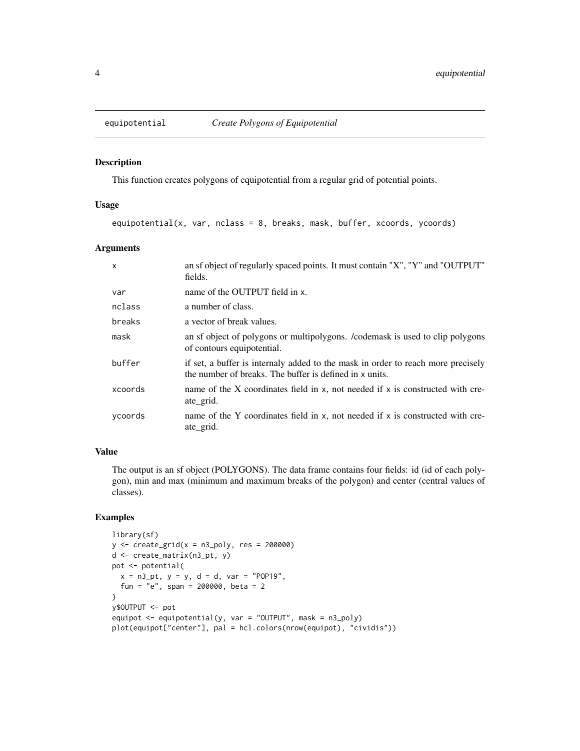equipotential — *Create Polygons of Equipotential*

## Description

This function creates polygons of equipotential from a regular grid of potential points.

## Usage

```
equipotential(x, var, nclass = 8, breaks, mask, buffer, xcoords, ycoords)
```

## Arguments

| | |
|---|---|
| x | an sf object of regularly spaced points. It must contain "X", "Y" and "OUTPUT" fields. |
| var | name of the OUTPUT field in x. |
| nclass | a number of class. |
| breaks | a vector of break values. |
| mask | an sf object of polygons or multipolygons. /codemask is used to clip polygons of contours equipotential. |
| buffer | if set, a buffer is internaly added to the mask in order to reach more precisely the number of breaks. The buffer is defined in x units. |
| xcoords | name of the X coordinates field in x, not needed if x is constructed with create_grid. |
| ycoords | name of the Y coordinates field in x, not needed if x is constructed with create_grid. |

## Value

The output is an sf object (POLYGONS). The data frame contains four fields: id (id of each polygon), min and max (minimum and maximum breaks of the polygon) and center (central values of classes).

## Examples

```
library(sf)
y <- create_grid(x = n3_poly, res = 200000)
d <- create_matrix(n3_pt, y)
pot <- potential(
  x = n3_pt, y = y, d = d, var = "POP19",
  fun = "e", span = 200000, beta = 2
)
y$OUTPUT <- pot
equipot <- equipotential(y, var = "OUTPUT", mask = n3_poly)
plot(equipot["center"], pal = hcl.colors(nrow(equipot), "cividis"))
```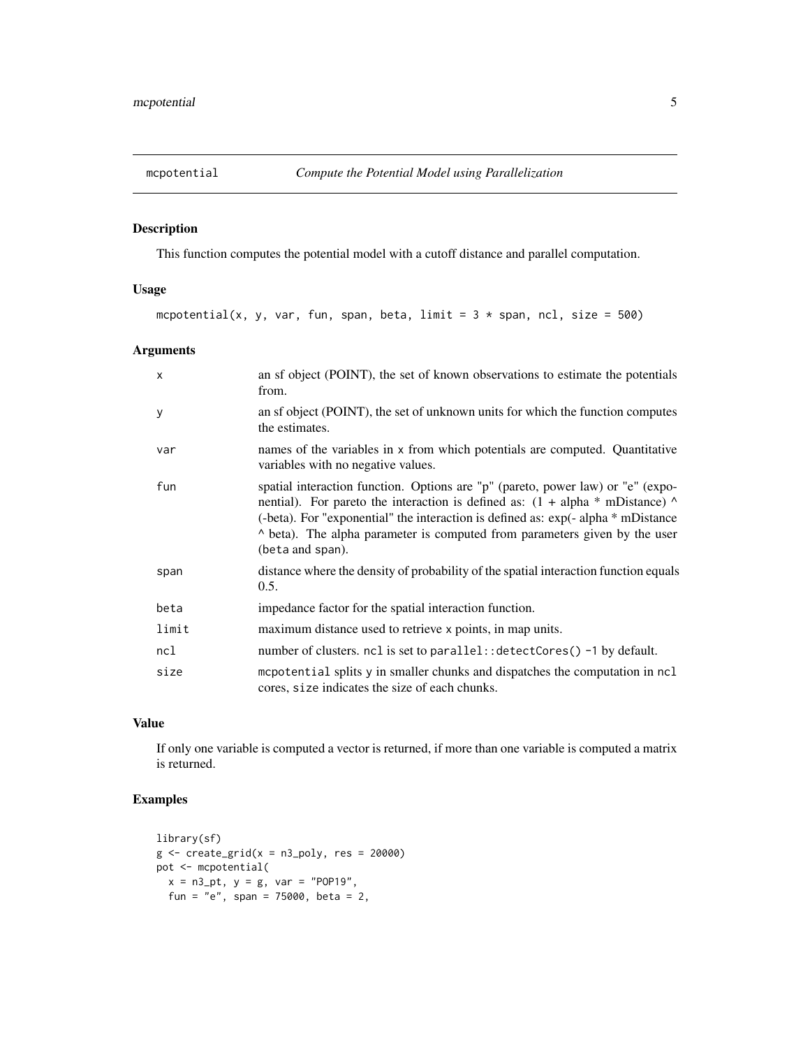# mcpotential *Compute the Potential Model using Parallelization*

## Description

This function computes the potential model with a cutoff distance and parallel computation.

## Usage

```
mcpotential(x, y, var, fun, span, beta, limit = 3 * span, ncl, size = 500)
```

## Arguments

| | |
|---|---|
| x | an sf object (POINT), the set of known observations to estimate the potentials from. |
| y | an sf object (POINT), the set of unknown units for which the function computes the estimates. |
| var | names of the variables in x from which potentials are computed. Quantitative variables with no negative values. |
| fun | spatial interaction function. Options are "p" (pareto, power law) or "e" (exponential). For pareto the interaction is defined as: (1 + alpha * mDistance) ^ (-beta). For "exponential" the interaction is defined as: exp(- alpha * mDistance ^ beta). The alpha parameter is computed from parameters given by the user (beta and span). |
| span | distance where the density of probability of the spatial interaction function equals 0.5. |
| beta | impedance factor for the spatial interaction function. |
| limit | maximum distance used to retrieve x points, in map units. |
| ncl | number of clusters. ncl is set to parallel::detectCores() -1 by default. |
| size | mcpotential splits y in smaller chunks and dispatches the computation in ncl cores, size indicates the size of each chunks. |

## Value

If only one variable is computed a vector is returned, if more than one variable is computed a matrix is returned.

## Examples

```
library(sf)
g <- create_grid(x = n3_poly, res = 20000)
pot <- mcpotential(
  x = n3_pt, y = g, var = "POP19",
  fun = "e", span = 75000, beta = 2,
```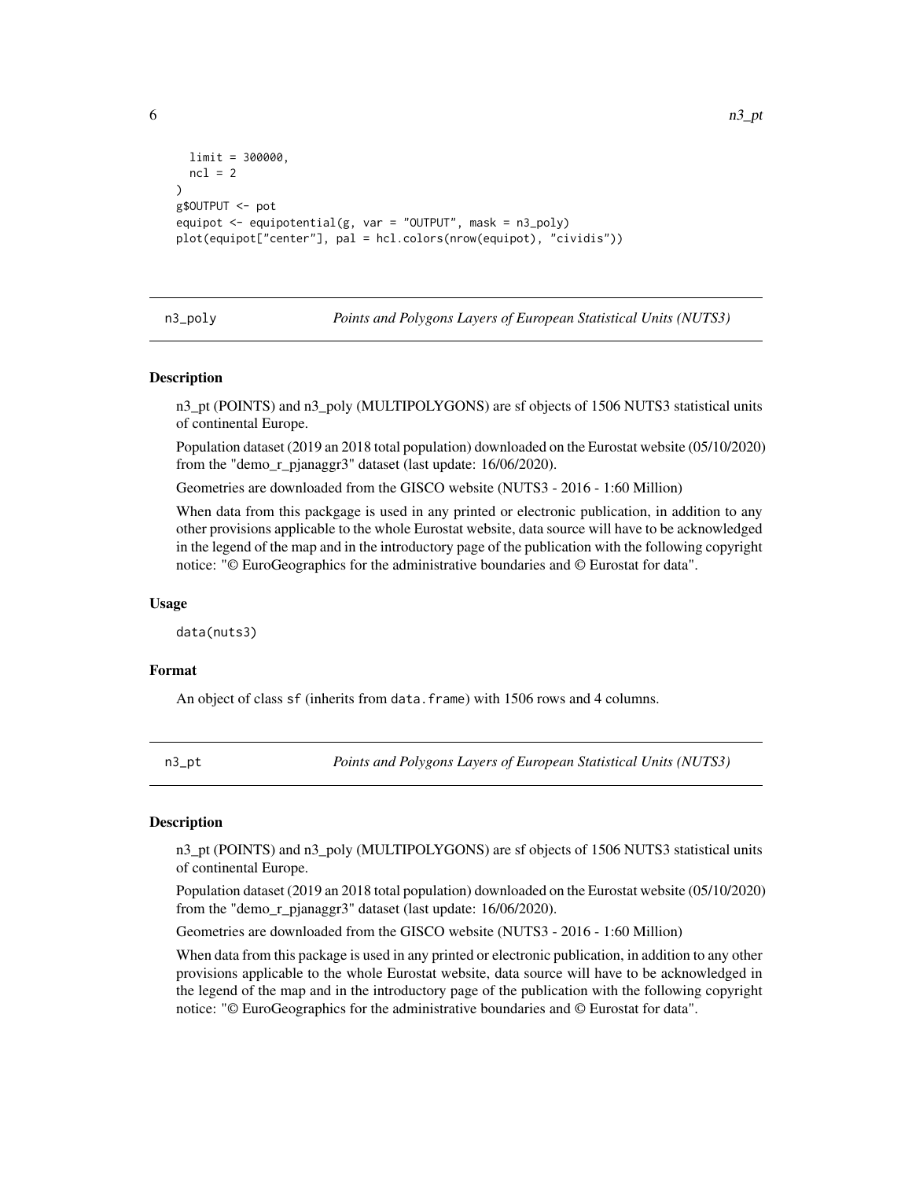```
  limit = 300000,
  ncl = 2
)
g$OUTPUT <- pot
equipot <- equipotential(g, var = "OUTPUT", mask = n3_poly)
plot(equipot["center"], pal = hcl.colors(nrow(equipot), "cividis"))
```

## n3_poly — *Points and Polygons Layers of European Statistical Units (NUTS3)*

### Description

n3_pt (POINTS) and n3_poly (MULTIPOLYGONS) are sf objects of 1506 NUTS3 statistical units of continental Europe.

Population dataset (2019 an 2018 total population) downloaded on the Eurostat website (05/10/2020) from the "demo_r_pjanaggr3" dataset (last update: 16/06/2020).

Geometries are downloaded from the GISCO website (NUTS3 - 2016 - 1:60 Million)

When data from this packgage is used in any printed or electronic publication, in addition to any other provisions applicable to the whole Eurostat website, data source will have to be acknowledged in the legend of the map and in the introductory page of the publication with the following copyright notice: "© EuroGeographics for the administrative boundaries and © Eurostat for data".

### Usage

```
data(nuts3)
```

### Format

An object of class `sf` (inherits from `data.frame`) with 1506 rows and 4 columns.

## n3_pt — *Points and Polygons Layers of European Statistical Units (NUTS3)*

### Description

n3_pt (POINTS) and n3_poly (MULTIPOLYGONS) are sf objects of 1506 NUTS3 statistical units of continental Europe.

Population dataset (2019 an 2018 total population) downloaded on the Eurostat website (05/10/2020) from the "demo_r_pjanaggr3" dataset (last update: 16/06/2020).

Geometries are downloaded from the GISCO website (NUTS3 - 2016 - 1:60 Million)

When data from this package is used in any printed or electronic publication, in addition to any other provisions applicable to the whole Eurostat website, data source will have to be acknowledged in the legend of the map and in the introductory page of the publication with the following copyright notice: "© EuroGeographics for the administrative boundaries and © Eurostat for data".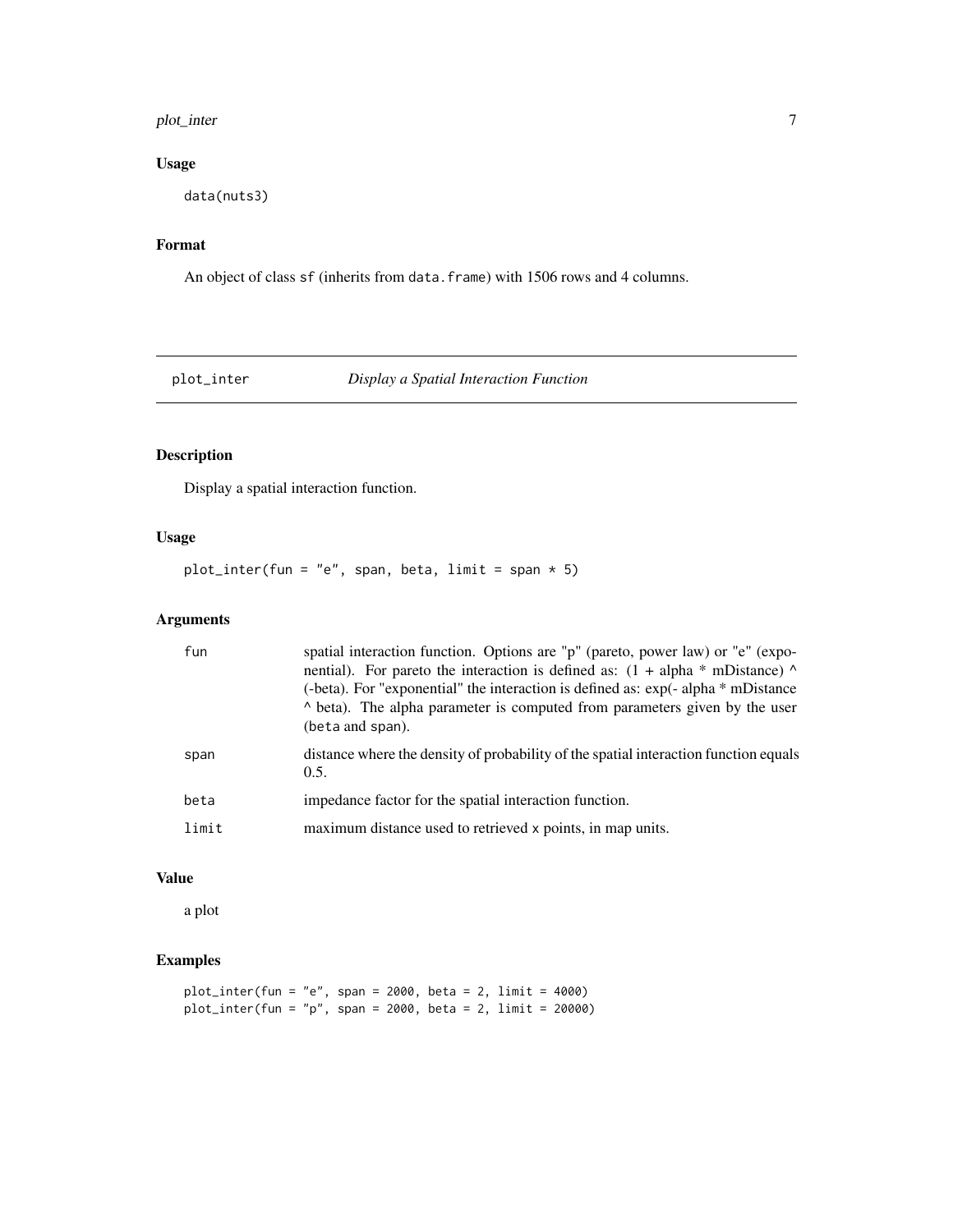### Usage

```
data(nuts3)
```

### Format

An object of class sf (inherits from data.frame) with 1506 rows and 4 columns.

---

## plot_inter *Display a Spatial Interaction Function*

### Description

Display a spatial interaction function.

### Usage

```
plot_inter(fun = "e", span, beta, limit = span * 5)
```

### Arguments

| | |
|---|---|
| fun | spatial interaction function. Options are "p" (pareto, power law) or "e" (exponential). For pareto the interaction is defined as: (1 + alpha * mDistance) ^ (-beta). For "exponential" the interaction is defined as: exp(- alpha * mDistance ^ beta). The alpha parameter is computed from parameters given by the user (beta and span). |
| span | distance where the density of probability of the spatial interaction function equals 0.5. |
| beta | impedance factor for the spatial interaction function. |
| limit | maximum distance used to retrieved x points, in map units. |

### Value

a plot

### Examples

```
plot_inter(fun = "e", span = 2000, beta = 2, limit = 4000)
plot_inter(fun = "p", span = 2000, beta = 2, limit = 20000)
```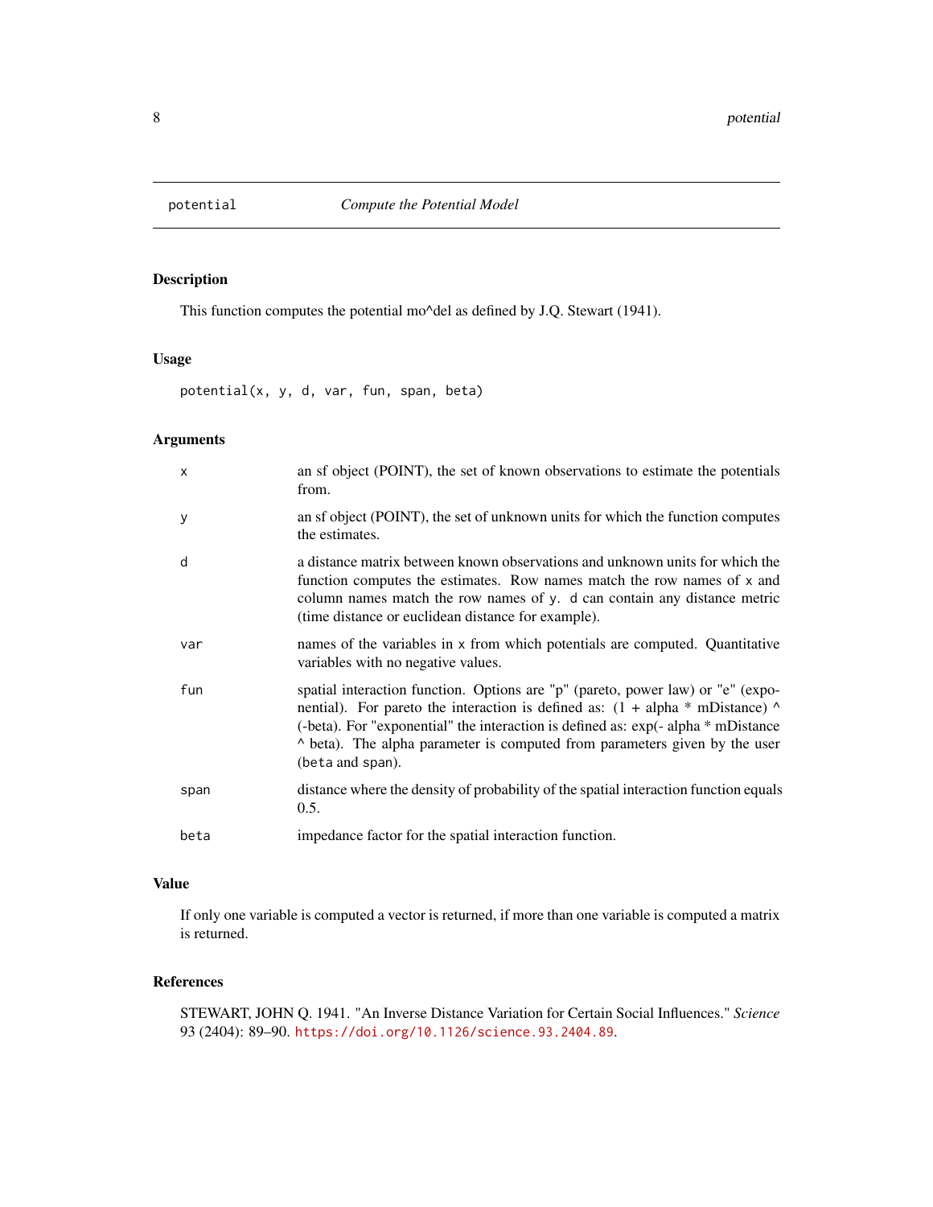# potential — *Compute the Potential Model*

## Description

This function computes the potential mo^del as defined by J.Q. Stewart (1941).

## Usage

```
potential(x, y, d, var, fun, span, beta)
```

## Arguments

| | |
|---|---|
| `x` | an sf object (POINT), the set of known observations to estimate the potentials from. |
| `y` | an sf object (POINT), the set of unknown units for which the function computes the estimates. |
| `d` | a distance matrix between known observations and unknown units for which the function computes the estimates. Row names match the row names of `x` and column names match the row names of `y`. `d` can contain any distance metric (time distance or euclidean distance for example). |
| `var` | names of the variables in `x` from which potentials are computed. Quantitative variables with no negative values. |
| `fun` | spatial interaction function. Options are "p" (pareto, power law) or "e" (exponential). For pareto the interaction is defined as: (1 + alpha * mDistance) ^ (-beta). For "exponential" the interaction is defined as: exp(- alpha * mDistance ^ beta). The alpha parameter is computed from parameters given by the user (`beta` and `span`). |
| `span` | distance where the density of probability of the spatial interaction function equals 0.5. |
| `beta` | impedance factor for the spatial interaction function. |

## Value

If only one variable is computed a vector is returned, if more than one variable is computed a matrix is returned.

## References

STEWART, JOHN Q. 1941. "An Inverse Distance Variation for Certain Social Influences." *Science* 93 (2404): 89–90. https://doi.org/10.1126/science.93.2404.89.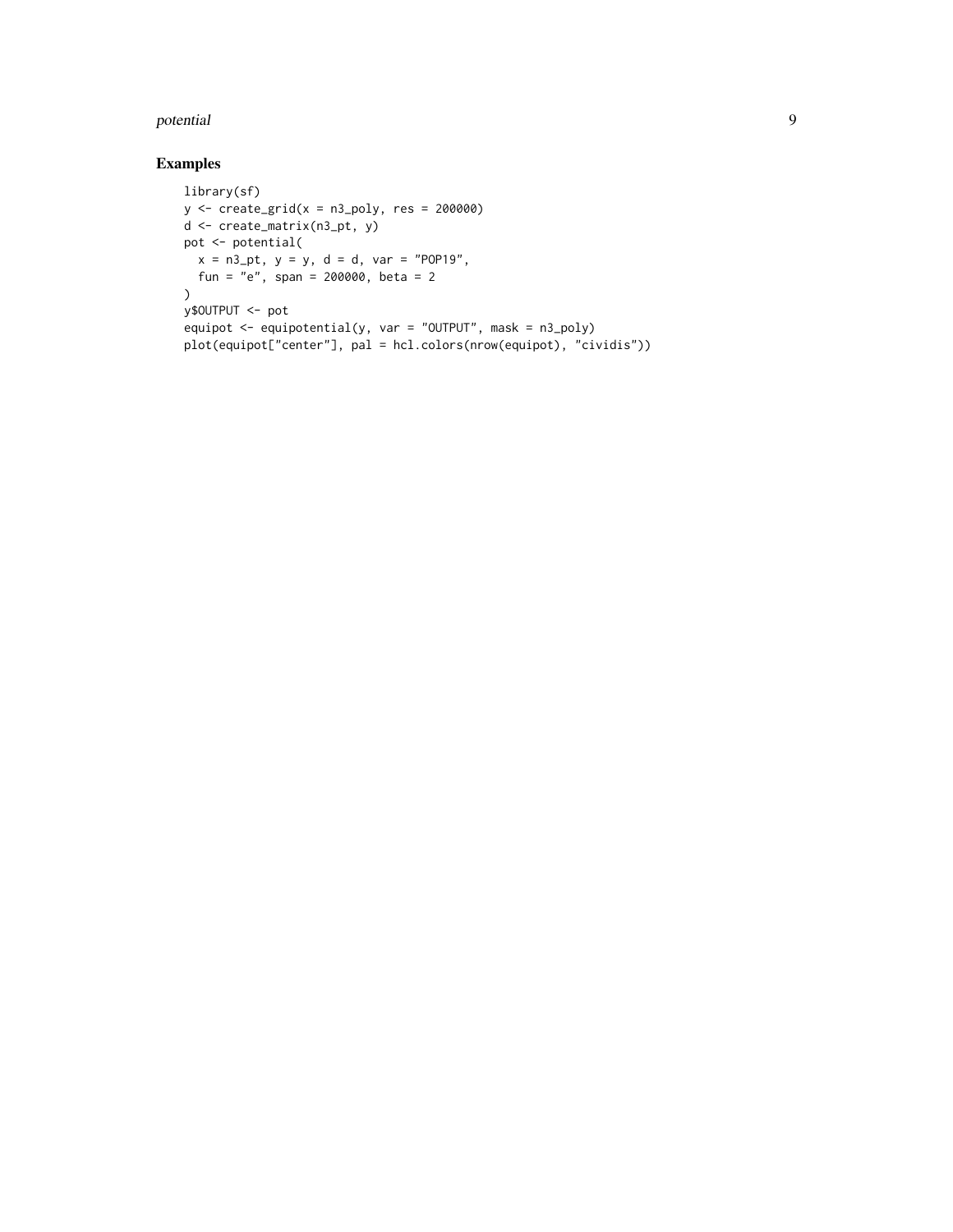## Examples

```
library(sf)
y <- create_grid(x = n3_poly, res = 200000)
d <- create_matrix(n3_pt, y)
pot <- potential(
  x = n3_pt, y = y, d = d, var = "POP19",
  fun = "e", span = 200000, beta = 2
)
y$OUTPUT <- pot
equipot <- equipotential(y, var = "OUTPUT", mask = n3_poly)
plot(equipot["center"], pal = hcl.colors(nrow(equipot), "cividis"))
```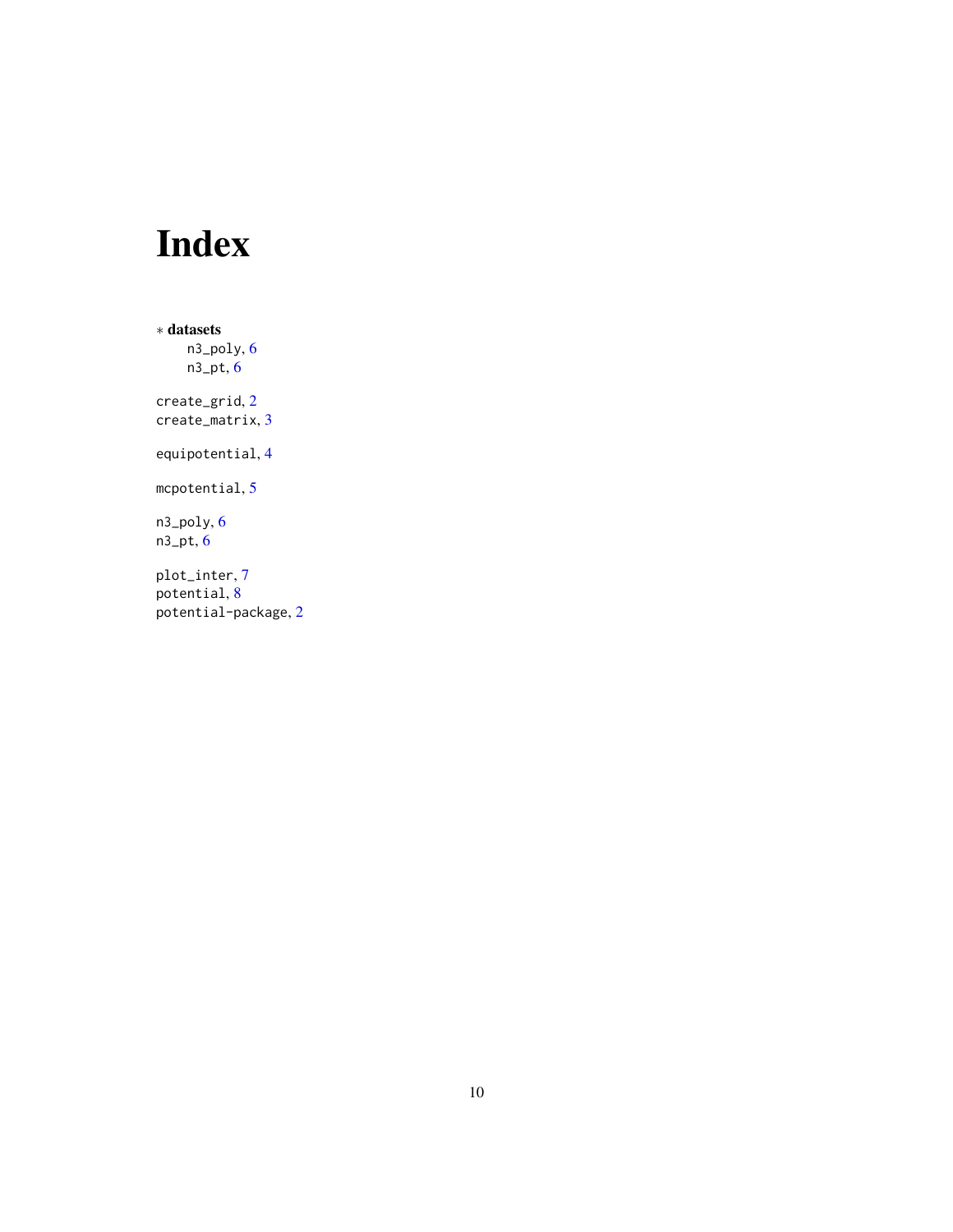# Index

∗ **datasets**

  n3_poly, 6
  n3_pt, 6

create_grid, 2
create_matrix, 3

equipotential, 4

mcpotential, 5

n3_poly, 6
n3_pt, 6

plot_inter, 7
potential, 8
potential-package, 2